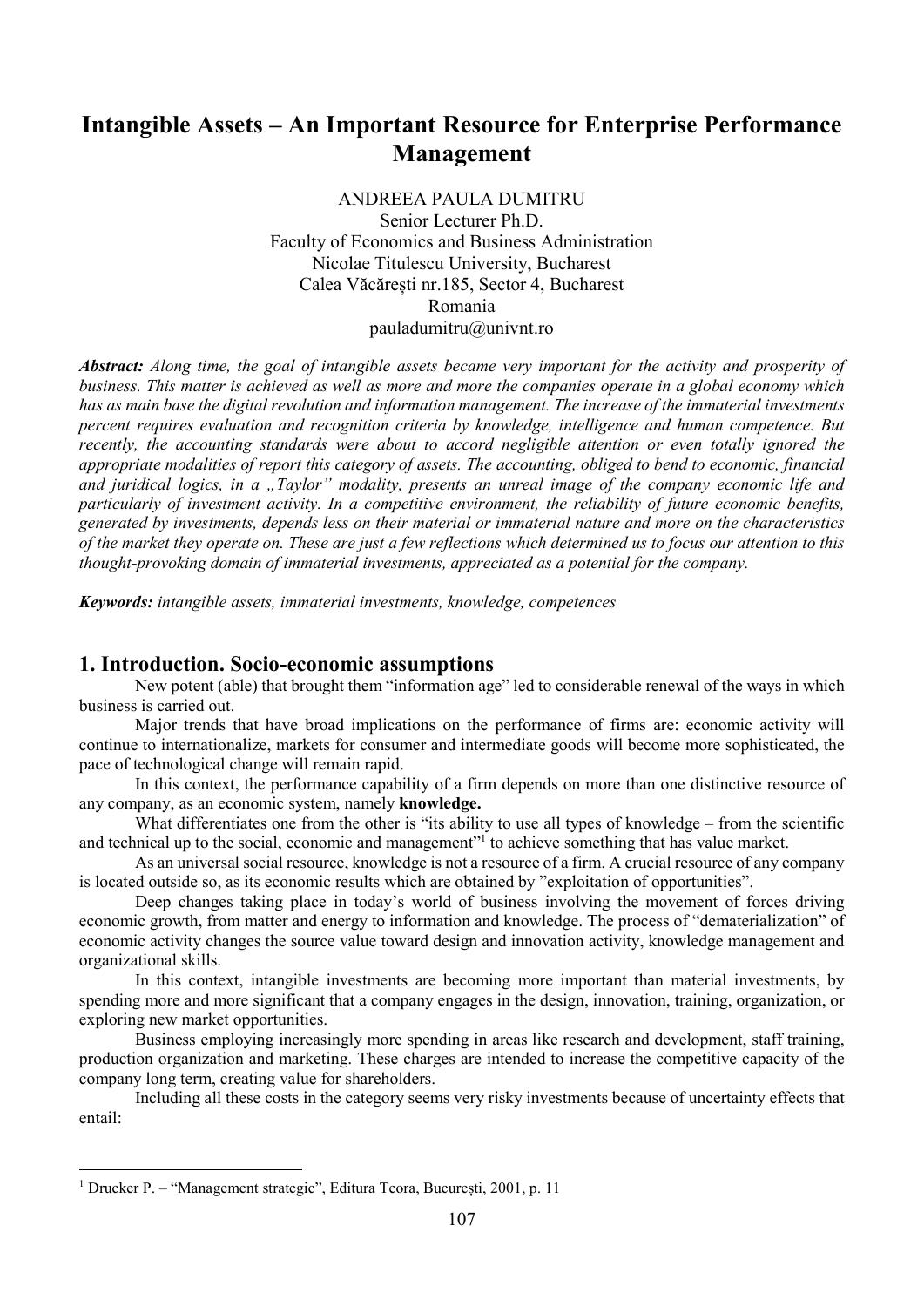# Intangible Assets – An Important Resource for Enterprise Performance Management

ANDREEA PAULA DUMITRU
Senior Lecturer Ph.D.
Faculty of Economics and Business Administration
Nicolae Titulescu University, Bucharest
Calea Văcărești nr.185, Sector 4, Bucharest
Romania
pauladumitru@univnt.ro

***Abstract:*** *Along time, the goal of intangible assets became very important for the activity and prosperity of business. This matter is achieved as well as more and more the companies operate in a global economy which has as main base the digital revolution and information management. The increase of the immaterial investments percent requires evaluation and recognition criteria by knowledge, intelligence and human competence. But recently, the accounting standards were about to accord negligible attention or even totally ignored the appropriate modalities of report this category of assets. The accounting, obliged to bend to economic, financial and juridical logics, in a „Taylor" modality, presents an unreal image of the company economic life and particularly of investment activity. In a competitive environment, the reliability of future economic benefits, generated by investments, depends less on their material or immaterial nature and more on the characteristics of the market they operate on. These are just a few reflections which determined us to focus our attention to this thought-provoking domain of immaterial investments, appreciated as a potential for the company.*

***Keywords:*** *intangible assets, immaterial investments, knowledge, competences*

## 1. Introduction. Socio-economic assumptions

New potent (able) that brought them "information age" led to considerable renewal of the ways in which business is carried out.

Major trends that have broad implications on the performance of firms are: economic activity will continue to internationalize, markets for consumer and intermediate goods will become more sophisticated, the pace of technological change will remain rapid.

In this context, the performance capability of a firm depends on more than one distinctive resource of any company, as an economic system, namely **knowledge.**

What differentiates one from the other is "its ability to use all types of knowledge – from the scientific and technical up to the social, economic and management"[1] to achieve something that has value market.

As an universal social resource, knowledge is not a resource of a firm. A crucial resource of any company is located outside so, as its economic results which are obtained by "exploitation of opportunities".

Deep changes taking place in today's world of business involving the movement of forces driving economic growth, from matter and energy to information and knowledge. The process of "dematerialization" of economic activity changes the source value toward design and innovation activity, knowledge management and organizational skills.

In this context, intangible investments are becoming more important than material investments, by spending more and more significant that a company engages in the design, innovation, training, organization, or exploring new market opportunities.

Business employing increasingly more spending in areas like research and development, staff training, production organization and marketing. These charges are intended to increase the competitive capacity of the company long term, creating value for shareholders.

Including all these costs in the category seems very risky investments because of uncertainty effects that entail:

---

[1] Drucker P. – "Management strategic", Editura Teora, București, 2001, p. 11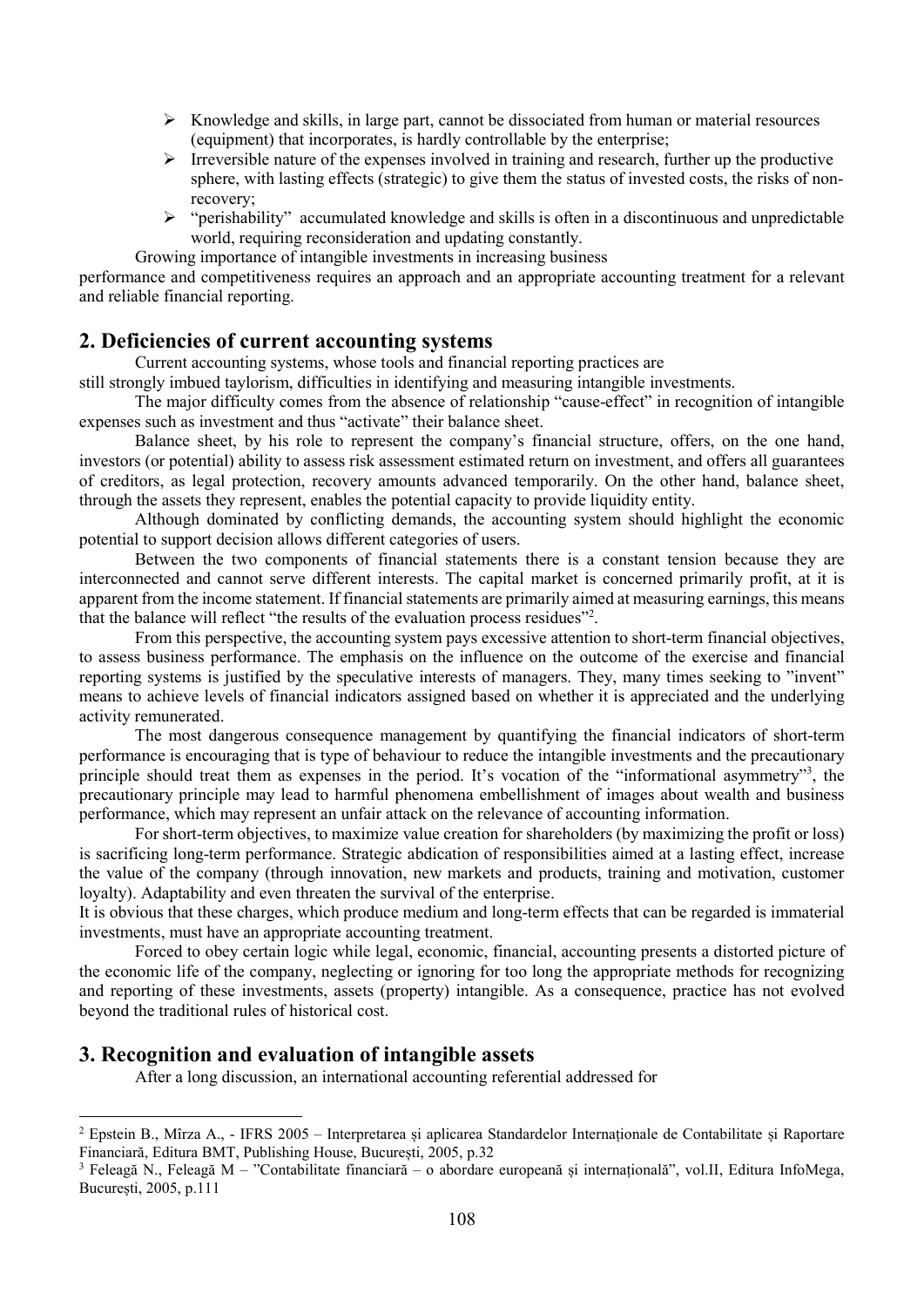- Knowledge and skills, in large part, cannot be dissociated from human or material resources (equipment) that incorporates, is hardly controllable by the enterprise;
- Irreversible nature of the expenses involved in training and research, further up the productive sphere, with lasting effects (strategic) to give them the status of invested costs, the risks of non-recovery;
- "perishability" accumulated knowledge and skills is often in a discontinuous and unpredictable world, requiring reconsideration and updating constantly.

Growing importance of intangible investments in increasing business performance and competitiveness requires an approach and an appropriate accounting treatment for a relevant and reliable financial reporting.

## 2. Deficiencies of current accounting systems

Current accounting systems, whose tools and financial reporting practices are still strongly imbued taylorism, difficulties in identifying and measuring intangible investments.

The major difficulty comes from the absence of relationship "cause-effect" in recognition of intangible expenses such as investment and thus "activate" their balance sheet.

Balance sheet, by his role to represent the company's financial structure, offers, on the one hand, investors (or potential) ability to assess risk assessment estimated return on investment, and offers all guarantees of creditors, as legal protection, recovery amounts advanced temporarily. On the other hand, balance sheet, through the assets they represent, enables the potential capacity to provide liquidity entity.

Although dominated by conflicting demands, the accounting system should highlight the economic potential to support decision allows different categories of users.

Between the two components of financial statements there is a constant tension because they are interconnected and cannot serve different interests. The capital market is concerned primarily profit, at it is apparent from the income statement. If financial statements are primarily aimed at measuring earnings, this means that the balance will reflect "the results of the evaluation process residues"[2].

From this perspective, the accounting system pays excessive attention to short-term financial objectives, to assess business performance. The emphasis on the influence on the outcome of the exercise and financial reporting systems is justified by the speculative interests of managers. They, many times seeking to "invent" means to achieve levels of financial indicators assigned based on whether it is appreciated and the underlying activity remunerated.

The most dangerous consequence management by quantifying the financial indicators of short-term performance is encouraging that is type of behaviour to reduce the intangible investments and the precautionary principle should treat them as expenses in the period. It's vocation of the "informational asymmetry"[3], the precautionary principle may lead to harmful phenomena embellishment of images about wealth and business performance, which may represent an unfair attack on the relevance of accounting information.

For short-term objectives, to maximize value creation for shareholders (by maximizing the profit or loss) is sacrificing long-term performance. Strategic abdication of responsibilities aimed at a lasting effect, increase the value of the company (through innovation, new markets and products, training and motivation, customer loyalty). Adaptability and even threaten the survival of the enterprise.

It is obvious that these charges, which produce medium and long-term effects that can be regarded is immaterial investments, must have an appropriate accounting treatment.

Forced to obey certain logic while legal, economic, financial, accounting presents a distorted picture of the economic life of the company, neglecting or ignoring for too long the appropriate methods for recognizing and reporting of these investments, assets (property) intangible. As a consequence, practice has not evolved beyond the traditional rules of historical cost.

## 3. Recognition and evaluation of intangible assets

After a long discussion, an international accounting referential addressed for

---

[2] Epstein B., Mîrza A., - IFRS 2005 – Interpretarea și aplicarea Standardelor Internaționale de Contabilitate și Raportare Financiară, Editura BMT, Publishing House, București, 2005, p.32

[3] Feleagă N., Feleagă M – "Contabilitate financiară – o abordare europeană și internațională", vol.II, Editura InfoMega, București, 2005, p.111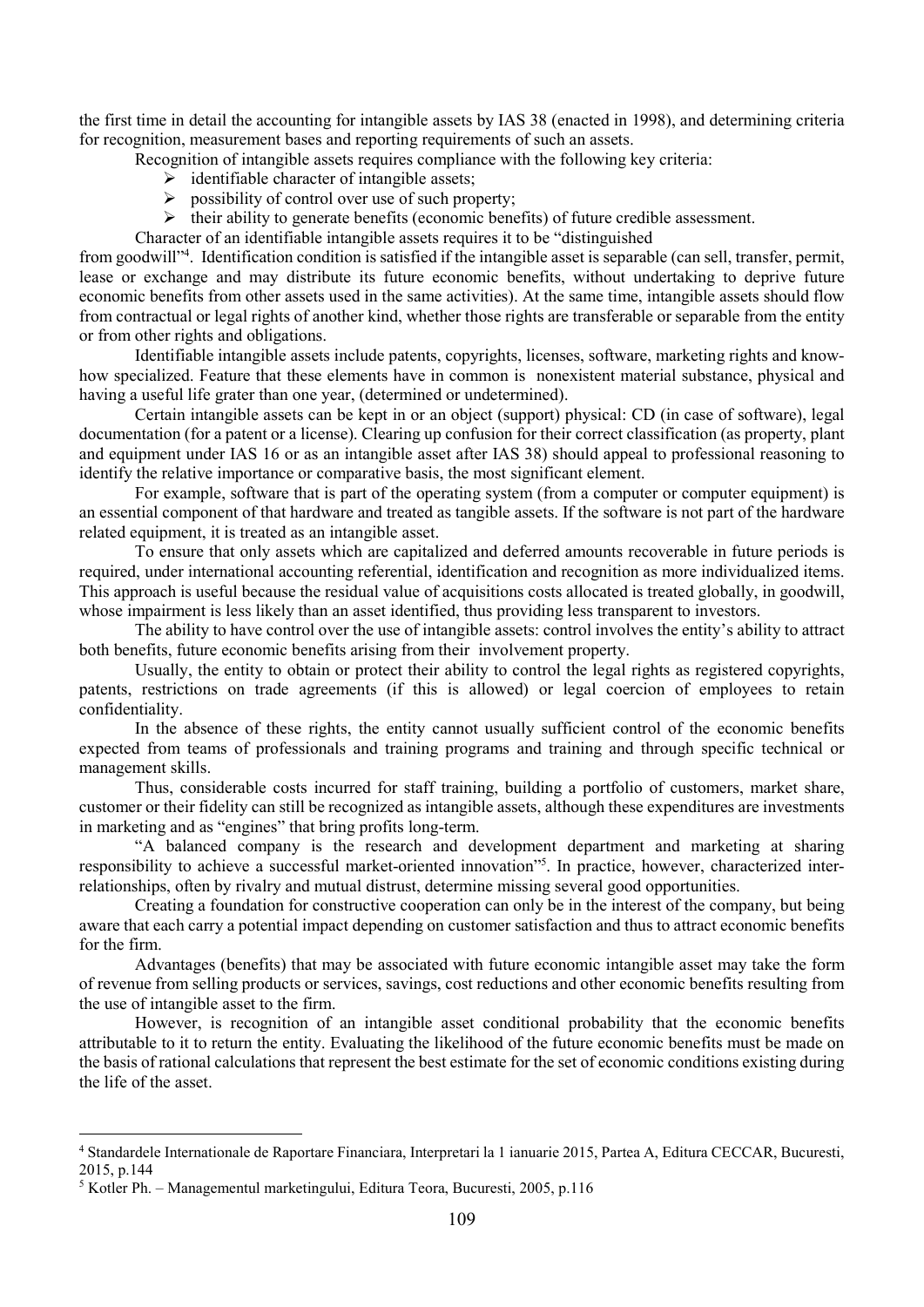the first time in detail the accounting for intangible assets by IAS 38 (enacted in 1998), and determining criteria for recognition, measurement bases and reporting requirements of such an assets.

Recognition of intangible assets requires compliance with the following key criteria:

- identifiable character of intangible assets;
- possibility of control over use of such property;
- their ability to generate benefits (economic benefits) of future credible assessment.

Character of an identifiable intangible assets requires it to be "distinguished from goodwill"[4]. Identification condition is satisfied if the intangible asset is separable (can sell, transfer, permit, lease or exchange and may distribute its future economic benefits, without undertaking to deprive future economic benefits from other assets used in the same activities). At the same time, intangible assets should flow from contractual or legal rights of another kind, whether those rights are transferable or separable from the entity or from other rights and obligations.

Identifiable intangible assets include patents, copyrights, licenses, software, marketing rights and know-how specialized. Feature that these elements have in common is nonexistent material substance, physical and having a useful life grater than one year, (determined or undetermined).

Certain intangible assets can be kept in or an object (support) physical: CD (in case of software), legal documentation (for a patent or a license). Clearing up confusion for their correct classification (as property, plant and equipment under IAS 16 or as an intangible asset after IAS 38) should appeal to professional reasoning to identify the relative importance or comparative basis, the most significant element.

For example, software that is part of the operating system (from a computer or computer equipment) is an essential component of that hardware and treated as tangible assets. If the software is not part of the hardware related equipment, it is treated as an intangible asset.

To ensure that only assets which are capitalized and deferred amounts recoverable in future periods is required, under international accounting referential, identification and recognition as more individualized items. This approach is useful because the residual value of acquisitions costs allocated is treated globally, in goodwill, whose impairment is less likely than an asset identified, thus providing less transparent to investors.

The ability to have control over the use of intangible assets: control involves the entity's ability to attract both benefits, future economic benefits arising from their involvement property.

Usually, the entity to obtain or protect their ability to control the legal rights as registered copyrights, patents, restrictions on trade agreements (if this is allowed) or legal coercion of employees to retain confidentiality.

In the absence of these rights, the entity cannot usually sufficient control of the economic benefits expected from teams of professionals and training programs and training and through specific technical or management skills.

Thus, considerable costs incurred for staff training, building a portfolio of customers, market share, customer or their fidelity can still be recognized as intangible assets, although these expenditures are investments in marketing and as "engines" that bring profits long-term.

"A balanced company is the research and development department and marketing at sharing responsibility to achieve a successful market-oriented innovation"[5]. In practice, however, characterized inter-relationships, often by rivalry and mutual distrust, determine missing several good opportunities.

Creating a foundation for constructive cooperation can only be in the interest of the company, but being aware that each carry a potential impact depending on customer satisfaction and thus to attract economic benefits for the firm.

Advantages (benefits) that may be associated with future economic intangible asset may take the form of revenue from selling products or services, savings, cost reductions and other economic benefits resulting from the use of intangible asset to the firm.

However, is recognition of an intangible asset conditional probability that the economic benefits attributable to it to return the entity. Evaluating the likelihood of the future economic benefits must be made on the basis of rational calculations that represent the best estimate for the set of economic conditions existing during the life of the asset.

---

[4] Standardele Internationale de Raportare Financiara, Interpretari la 1 ianuarie 2015, Partea A, Editura CECCAR, Bucuresti, 2015, p.144

[5] Kotler Ph. – Managementul marketingului, Editura Teora, Bucuresti, 2005, p.116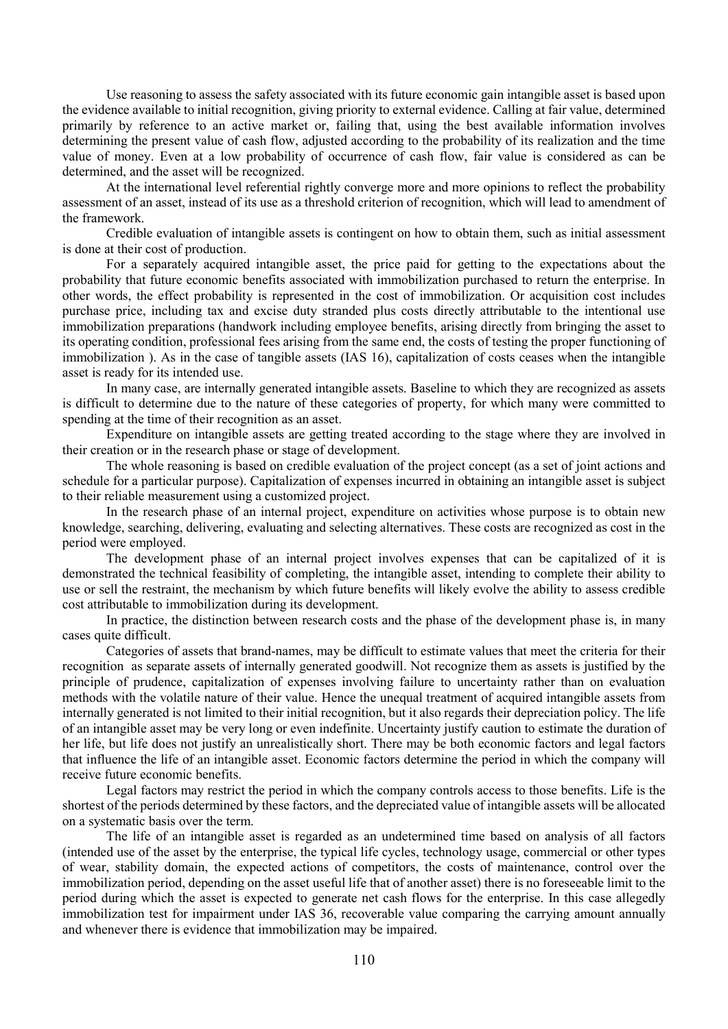Use reasoning to assess the safety associated with its future economic gain intangible asset is based upon the evidence available to initial recognition, giving priority to external evidence. Calling at fair value, determined primarily by reference to an active market or, failing that, using the best available information involves determining the present value of cash flow, adjusted according to the probability of its realization and the time value of money. Even at a low probability of occurrence of cash flow, fair value is considered as can be determined, and the asset will be recognized.

At the international level referential rightly converge more and more opinions to reflect the probability assessment of an asset, instead of its use as a threshold criterion of recognition, which will lead to amendment of the framework.

Credible evaluation of intangible assets is contingent on how to obtain them, such as initial assessment is done at their cost of production.

For a separately acquired intangible asset, the price paid for getting to the expectations about the probability that future economic benefits associated with immobilization purchased to return the enterprise. In other words, the effect probability is represented in the cost of immobilization. Or acquisition cost includes purchase price, including tax and excise duty stranded plus costs directly attributable to the intentional use immobilization preparations (handwork including employee benefits, arising directly from bringing the asset to its operating condition, professional fees arising from the same end, the costs of testing the proper functioning of immobilization ). As in the case of tangible assets (IAS 16), capitalization of costs ceases when the intangible asset is ready for its intended use.

In many case, are internally generated intangible assets. Baseline to which they are recognized as assets is difficult to determine due to the nature of these categories of property, for which many were committed to spending at the time of their recognition as an asset.

Expenditure on intangible assets are getting treated according to the stage where they are involved in their creation or in the research phase or stage of development.

The whole reasoning is based on credible evaluation of the project concept (as a set of joint actions and schedule for a particular purpose). Capitalization of expenses incurred in obtaining an intangible asset is subject to their reliable measurement using a customized project.

In the research phase of an internal project, expenditure on activities whose purpose is to obtain new knowledge, searching, delivering, evaluating and selecting alternatives. These costs are recognized as cost in the period were employed.

The development phase of an internal project involves expenses that can be capitalized of it is demonstrated the technical feasibility of completing, the intangible asset, intending to complete their ability to use or sell the restraint, the mechanism by which future benefits will likely evolve the ability to assess credible cost attributable to immobilization during its development.

In practice, the distinction between research costs and the phase of the development phase is, in many cases quite difficult.

Categories of assets that brand-names, may be difficult to estimate values that meet the criteria for their recognition as separate assets of internally generated goodwill. Not recognize them as assets is justified by the principle of prudence, capitalization of expenses involving failure to uncertainty rather than on evaluation methods with the volatile nature of their value. Hence the unequal treatment of acquired intangible assets from internally generated is not limited to their initial recognition, but it also regards their depreciation policy. The life of an intangible asset may be very long or even indefinite. Uncertainty justify caution to estimate the duration of her life, but life does not justify an unrealistically short. There may be both economic factors and legal factors that influence the life of an intangible asset. Economic factors determine the period in which the company will receive future economic benefits.

Legal factors may restrict the period in which the company controls access to those benefits. Life is the shortest of the periods determined by these factors, and the depreciated value of intangible assets will be allocated on a systematic basis over the term.

The life of an intangible asset is regarded as an undetermined time based on analysis of all factors (intended use of the asset by the enterprise, the typical life cycles, technology usage, commercial or other types of wear, stability domain, the expected actions of competitors, the costs of maintenance, control over the immobilization period, depending on the asset useful life that of another asset) there is no foreseeable limit to the period during which the asset is expected to generate net cash flows for the enterprise. In this case allegedly immobilization test for impairment under IAS 36, recoverable value comparing the carrying amount annually and whenever there is evidence that immobilization may be impaired.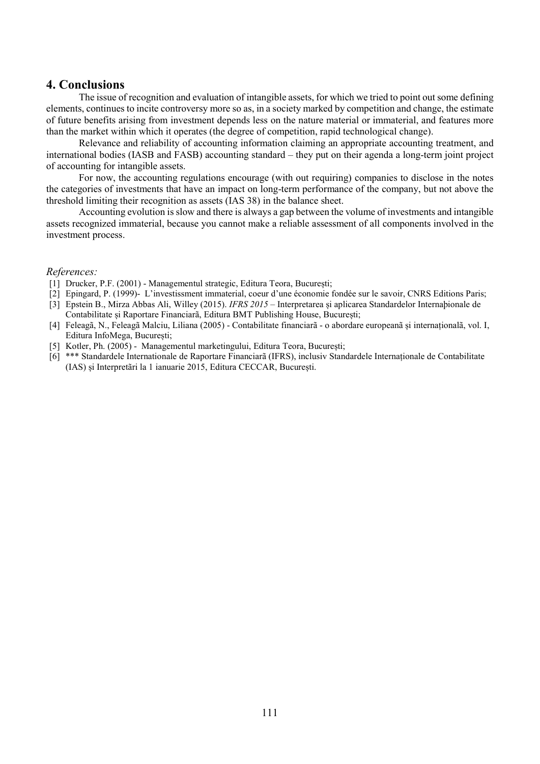## 4. Conclusions

The issue of recognition and evaluation of intangible assets, for which we tried to point out some defining elements, continues to incite controversy more so as, in a society marked by competition and change, the estimate of future benefits arising from investment depends less on the nature material or immaterial, and features more than the market within which it operates (the degree of competition, rapid technological change).

Relevance and reliability of accounting information claiming an appropriate accounting treatment, and international bodies (IASB and FASB) accounting standard – they put on their agenda a long-term joint project of accounting for intangible assets.

For now, the accounting regulations encourage (with out requiring) companies to disclose in the notes the categories of investments that have an impact on long-term performance of the company, but not above the threshold limiting their recognition as assets (IAS 38) in the balance sheet.

Accounting evolution is slow and there is always a gap between the volume of investments and intangible assets recognized immaterial, because you cannot make a reliable assessment of all components involved in the investment process.

*References:*

[1] Drucker, P.F. (2001) - Managementul strategic, Editura Teora, București;

[2] Epingard, P. (1999)- L'investissment immaterial, coeur d'une économie fondée sur le savoir, CNRS Editions Paris;

[3] Epstein B., Mirza Abbas Ali, Willey (2015). *IFRS 2015* – Interpretarea și aplicarea Standardelor Internaþionale de Contabilitate și Raportare Financiarã, Editura BMT Publishing House, București;

[4] Feleagã, N., Feleagã Malciu, Liliana (2005) - Contabilitate financiarã - o abordare europeanã și internaționalã, vol. I, Editura InfoMega, București;

[5] Kotler, Ph. (2005) - Managementul marketingului, Editura Teora, București;

[6] *** Standardele Internationale de Raportare Financiarã (IFRS), inclusiv Standardele Internaționale de Contabilitate (IAS) și Interpretãri la 1 ianuarie 2015, Editura CECCAR, București.